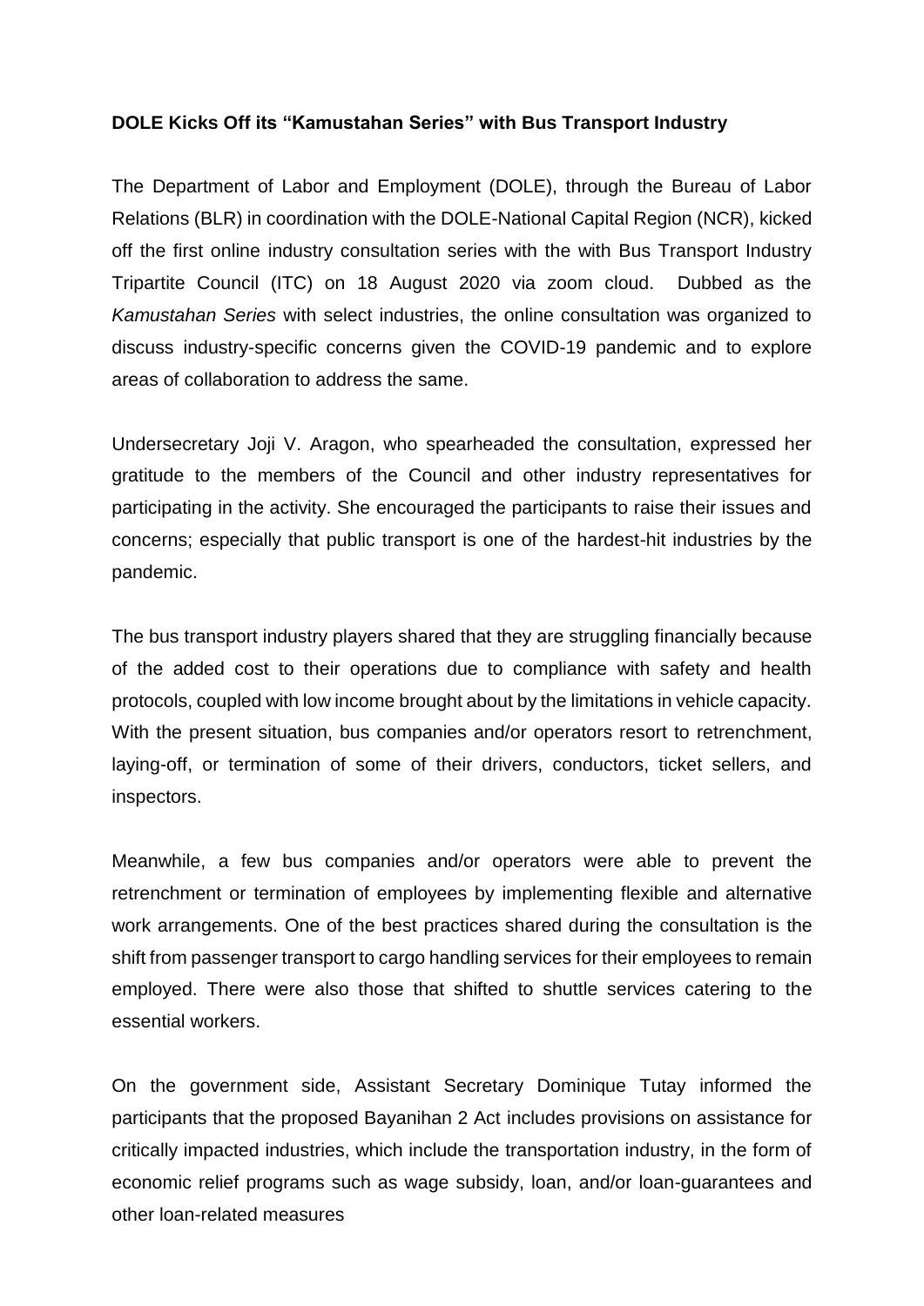**DOLE Kicks Off its "Kamustahan Series" with Bus Transport Industry**

The Department of Labor and Employment (DOLE), through the Bureau of Labor Relations (BLR) in coordination with the DOLE-National Capital Region (NCR), kicked off the first online industry consultation series with the with Bus Transport Industry Tripartite Council (ITC) on 18 August 2020 via zoom cloud. Dubbed as the *Kamustahan Series* with select industries, the online consultation was organized to discuss industry-specific concerns given the COVID-19 pandemic and to explore areas of collaboration to address the same.

Undersecretary Joji V. Aragon, who spearheaded the consultation, expressed her gratitude to the members of the Council and other industry representatives for participating in the activity. She encouraged the participants to raise their issues and concerns; especially that public transport is one of the hardest-hit industries by the pandemic.

The bus transport industry players shared that they are struggling financially because of the added cost to their operations due to compliance with safety and health protocols, coupled with low income brought about by the limitations in vehicle capacity. With the present situation, bus companies and/or operators resort to retrenchment, laying-off, or termination of some of their drivers, conductors, ticket sellers, and inspectors.

Meanwhile, a few bus companies and/or operators were able to prevent the retrenchment or termination of employees by implementing flexible and alternative work arrangements. One of the best practices shared during the consultation is the shift from passenger transport to cargo handling services for their employees to remain employed. There were also those that shifted to shuttle services catering to the essential workers.

On the government side, Assistant Secretary Dominique Tutay informed the participants that the proposed Bayanihan 2 Act includes provisions on assistance for critically impacted industries, which include the transportation industry, in the form of economic relief programs such as wage subsidy, loan, and/or loan-guarantees and other loan-related measures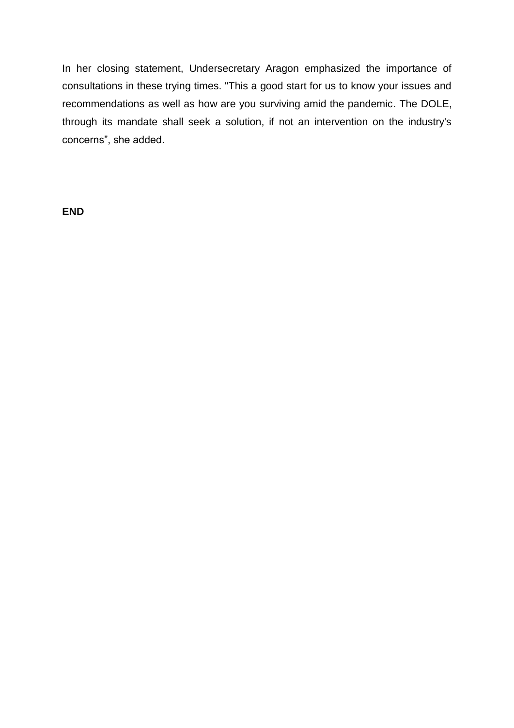In her closing statement, Undersecretary Aragon emphasized the importance of consultations in these trying times. "This a good start for us to know your issues and recommendations as well as how are you surviving amid the pandemic. The DOLE, through its mandate shall seek a solution, if not an intervention on the industry's concerns", she added.

**END**